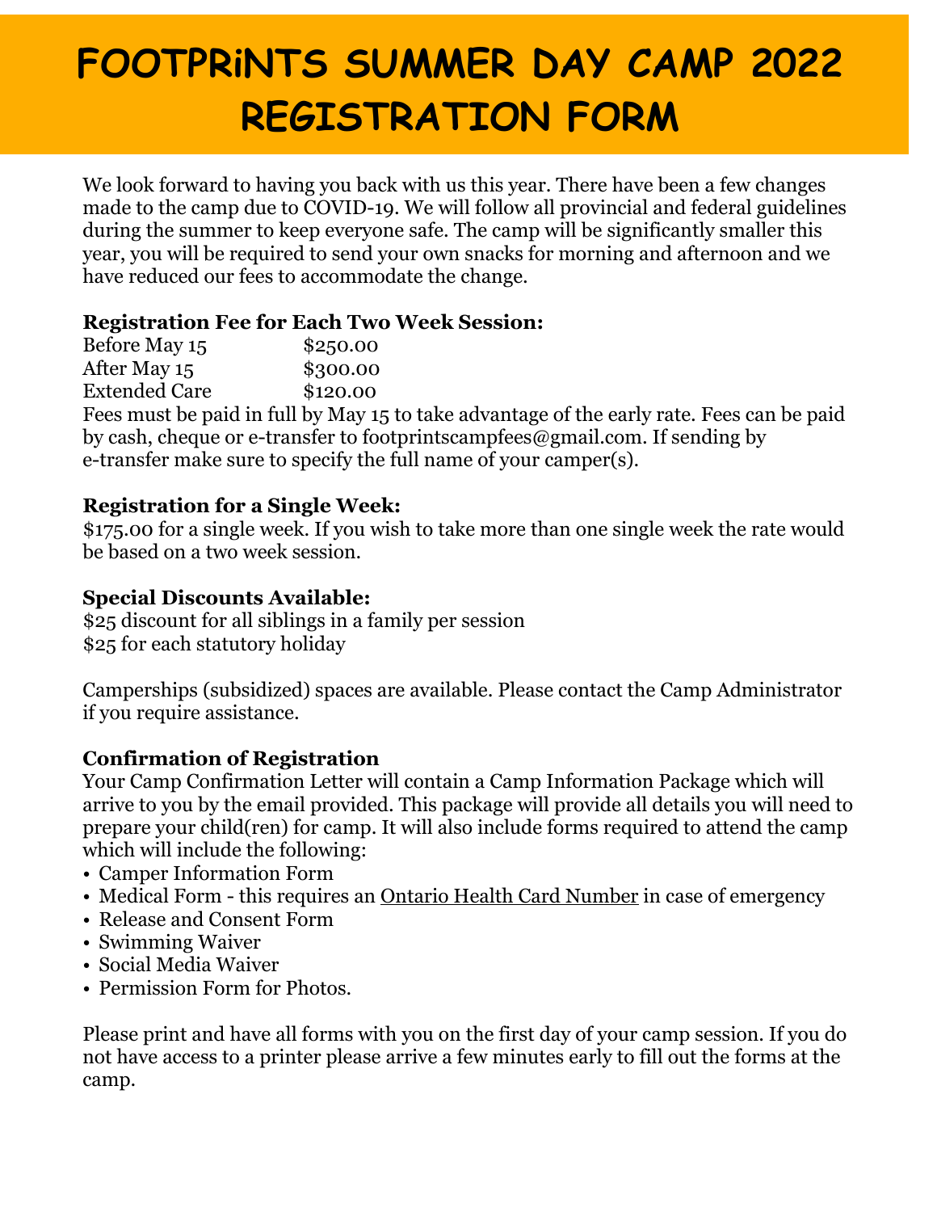# FOOTPRINTS SUMMER DAY CAMP 2022 REGISTRATION FORM

We look forward to having you back with us this year. There have been a few changes made to the camp due to COVID-19. We will follow all provincial and federal guidelines during the summer to keep everyone safe. The camp will be significantly smaller this year, you will be required to send your own snacks for morning and afternoon and we have reduced our fees to accommodate the change.

### Registration Fee for Each Two Week Session:

| | |
|---|---|
| Before May 15 | $250.00 |
| After May 15 | $300.00 |
| Extended Care | $120.00 |

Fees must be paid in full by May 15 to take advantage of the early rate. Fees can be paid by cash, cheque or e-transfer to footprintscampfees@gmail.com. If sending by e-transfer make sure to specify the full name of your camper(s).

### Registration for a Single Week:

$175.00 for a single week. If you wish to take more than one single week the rate would be based on a two week session.

### Special Discounts Available:

$25 discount for all siblings in a family per session
$25 for each statutory holiday

Camperships (subsidized) spaces are available. Please contact the Camp Administrator if you require assistance.

### Confirmation of Registration

Your Camp Confirmation Letter will contain a Camp Information Package which will arrive to you by the email provided. This package will provide all details you will need to prepare your child(ren) for camp. It will also include forms required to attend the camp which will include the following:

- Camper Information Form
- Medical Form - this requires an Ontario Health Card Number in case of emergency
- Release and Consent Form
- Swimming Waiver
- Social Media Waiver
- Permission Form for Photos.

Please print and have all forms with you on the first day of your camp session. If you do not have access to a printer please arrive a few minutes early to fill out the forms at the camp.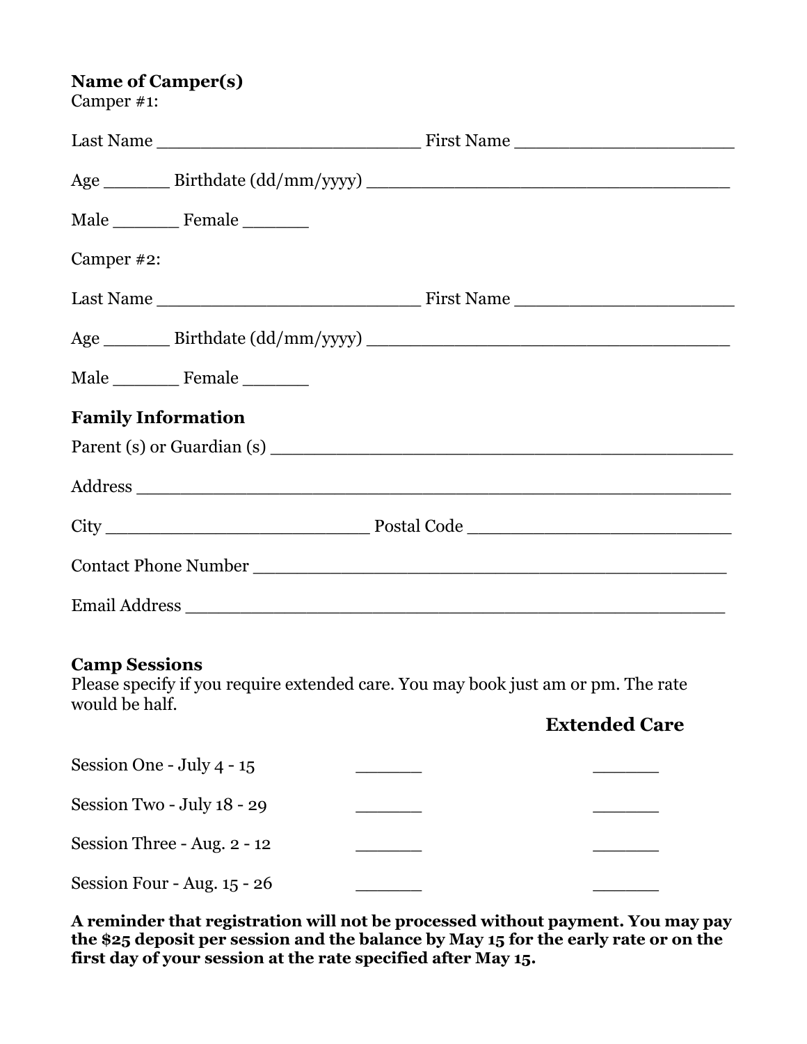**Name of Camper(s)**
Camper #1:

Last Name ________________________ First Name ____________________

Age ______ Birthdate (dd/mm/yyyy) _________________________________

Male ______ Female ______

Camper #2:

Last Name ________________________ First Name ____________________

Age ______ Birthdate (dd/mm/yyyy) _________________________________

Male ______ Female ______

**Family Information**

Parent (s) or Guardian (s) __________________________________________

Address _______________________________________________________

City ________________________ Postal Code ________________________

Contact Phone Number ___________________________________________

Email Address _________________________________________________

**Camp Sessions**
Please specify if you require extended care. You may book just am or pm. The rate would be half.

| | | Extended Care |
|---|---|---|
| Session One - July 4 - 15 | ______ | ______ |
| Session Two - July 18 - 29 | ______ | ______ |
| Session Three - Aug. 2 - 12 | ______ | ______ |
| Session Four - Aug. 15 - 26 | ______ | ______ |

**A reminder that registration will not be processed without payment. You may pay the $25 deposit per session and the balance by May 15 for the early rate or on the first day of your session at the rate specified after May 15.**